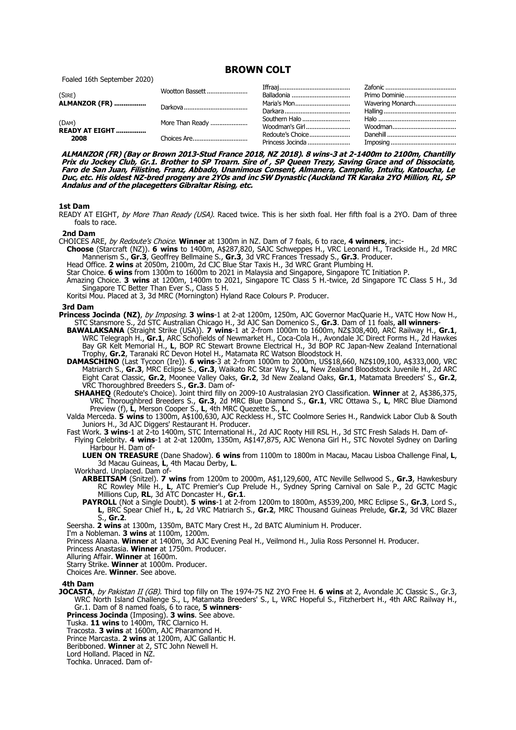# BROWN COLT

Foaled 16th September 2020)

| | | | |
|---|---|---|---|
| (SIRE) **ALMANZOR (FR)** | Wootton Bassett | Iffraaj | Zafonic |
| | | Balladonia | Primo Dominie |
| | Darkova | Maria's Mon | Wavering Monarch |
| | | Darkara | Halling |
| (DAM) **READY AT EIGHT 2008** | More Than Ready | Southern Halo | Halo |
| | | Woodman's Girl | Woodman |
| | Choices Are | Redoute's Choice | Danehill |
| | | Princess Jocinda | Imposing |

***ALMANZOR (FR) (Bay or Brown 2013-Stud France 2018, NZ 2018). 8 wins-3 at 2-1400m to 2100m, Chantilly Prix du Jockey Club, Gr.1. Brother to SP Troarn. Sire of , SP Queen Trezy, Saving Grace and of Dissociate, Faro de San Juan, Filistine, Franz, Abbado, Unanimous Consent, Almanera, Campello, Intuitu, Katoucha, Le Duc, etc. His oldest NZ-bred progeny are 2YOs and inc SW Dynastic (Auckland TR Karaka 2YO Million, RL, SP Andalus and of the placegetters Gibraltar Rising, etc.***

### 1st Dam

READY AT EIGHT, *by More Than Ready (USA)*. Raced twice. This is her sixth foal. Her fifth foal is a 2YO. Dam of three foals to race.

### 2nd Dam

CHOICES ARE, *by Redoute's Choice*. **Winner** at 1300m in NZ. Dam of 7 foals, 6 to race, **4 winners**, inc:-

**Choose** (Starcraft (NZ)). **6 wins** to 1400m, A$287,820, SAJC Schweppes H., VRC Leonard H., Trackside H., 2d MRC Mannerism S., **Gr.3**, Geoffrey Bellmaine S., **Gr.3**, 3d VRC Frances Tressady S., **Gr.3**. Producer.

Head Office. **2 wins** at 2050m, 2100m, 2d CJC Blue Star Taxis H., 3d WRC Grant Plumbing H.

Star Choice. **6 wins** from 1300m to 1600m to 2021 in Malaysia and Singapore, Singapore TC Initiation P.

Amazing Choice. **3 wins** at 1200m, 1400m to 2021, Singapore TC Class 5 H.-twice, 2d Singapore TC Class 5 H., 3d Singapore TC Better Than Ever S., Class 5 H.

Koritsi Mou. Placed at 3, 3d MRC (Mornington) Hyland Race Colours P. Producer.

### 3rd Dam

**Princess Jocinda (NZ)**, *by Imposing*. **3 wins**-1 at 2-at 1200m, 1250m, AJC Governor MacQuarie H., VATC How Now H., STC Stansmore S., 2d STC Australian Chicago H., 3d AJC San Domenico S., **Gr.3**. Dam of 11 foals, **all winners**-

**BAWALAKSANA** (Straight Strike (USA)). **7 wins**-1 at 2-from 1000m to 1600m, NZ$308,400, ARC Railway H., **Gr.1**, WRC Telegraph H., **Gr.1**, ARC Schofields of Newmarket H., Coca-Cola H., Avondale JC Direct Forms H., 2d Hawkes Bay GR Kelt Memorial H., **L**, BOP RC Stewart Browne Electrical H., 3d BOP RC Japan-New Zealand International Trophy, **Gr.2**, Taranaki RC Devon Hotel H., Matamata RC Watson Bloodstock H.

**DAMASCHINO** (Last Tycoon (Ire)). **6 wins**-3 at 2-from 1000m to 2000m, US$18,660, NZ$109,100, A$333,000, VRC Matriarch S., **Gr.3**, MRC Eclipse S., **Gr.3**, Waikato RC Star Way S., **L**, New Zealand Bloodstock Juvenile H., 2d ARC Eight Carat Classic, **Gr.2**, Moonee Valley Oaks, **Gr.2**, 3d New Zealand Oaks, **Gr.1**, Matamata Breeders' S., **Gr.2**, VRC Thoroughbred Breeders S., **Gr.3**. Dam of-

**SHAAHEQ** (Redoute's Choice). Joint third filly on 2009-10 Australasian 2YO Classification. **Winner** at 2, A$386,375, VRC Thoroughbred Breeders S., **Gr.3**, 2d MRC Blue Diamond S., **Gr.1**, VRC Ottawa S., **L**, MRC Blue Diamond Preview (f), **L**, Merson Cooper S., **L**, 4th MRC Quezette S., **L**.

Valda Merceda. **5 wins** to 1300m, A$100,630, AJC Reckless H., STC Coolmore Series H., Randwick Labor Club & South Juniors H., 3d AJC Diggers' Restaurant H. Producer.

Fast Work. **3 wins**-1 at 2-to 1400m, STC International H., 2d AJC Rooty Hill RSL H., 3d STC Fresh Salads H. Dam of-

Flying Celebrity. **4 wins**-1 at 2-at 1200m, 1350m, A$147,875, AJC Wenona Girl H., STC Novotel Sydney on Darling Harbour H. Dam of-

**LUEN ON TREASURE** (Dane Shadow). **6 wins** from 1100m to 1800m in Macau, Macau Lisboa Challenge Final, **L**, 3d Macau Guineas, **L**, 4th Macau Derby, **L**.

Workhard. Unplaced. Dam of-

**ARBEITSAM** (Snitzel). **7 wins** from 1200m to 2000m, A$1,129,600, ATC Neville Sellwood S., **Gr.3**, Hawkesbury RC Rowley Mile H., **L**, ATC Premier's Cup Prelude H., Sydney Spring Carnival on Sale P., 2d GCTC Magic Millions Cup, **RL**, 3d ATC Doncaster H., **Gr.1**.

**PAYROLL** (Not a Single Doubt). **5 wins**-1 at 2-from 1200m to 1800m, A$539,200, MRC Eclipse S., **Gr.3**, Lord S., **L**, BRC Spear Chief H., **L**, 2d VRC Matriarch S., **Gr.2**, MRC Thousand Guineas Prelude, **Gr.2**, 3d VRC Blazer S., **Gr.2**.

Seersha. **2 wins** at 1300m, 1350m, BATC Mary Crest H., 2d BATC Aluminium H. Producer.

I'm a Nobleman. **3 wins** at 1100m, 1200m.

Princess Alaana. **Winner** at 1400m, 3d AJC Evening Peal H., Veilmond H., Julia Ross Personnel H. Producer.

Princess Anastasia. **Winner** at 1750m. Producer.

Alluring Affair. **Winner** at 1600m.

Starry Strike. **Winner** at 1000m. Producer.

Choices Are. **Winner**. See above.

### 4th Dam

**JOCASTA**, *by Pakistan II (GB)*. Third top filly on The 1974-75 NZ 2YO Free H. **6 wins** at 2, Avondale JC Classic S., Gr.3, WRC North Island Challenge S., L, Matamata Breeders' S., L, WRC Hopeful S., Fitzherbert H., 4th ARC Railway H., Gr.1. Dam of 8 named foals, 6 to race, **5 winners**-

**Princess Jocinda** (Imposing). **3 wins**. See above.

Tuska. **11 wins** to 1400m, TRC Clarnico H.

Tracosta. **3 wins** at 1600m, AJC Pharamond H.

Prince Marcasta. **2 wins** at 1200m, AJC Gallantic H.

Beribboned. **Winner** at 2, STC John Newell H.

Lord Holland. Placed in NZ.

Tochka. Unraced. Dam of-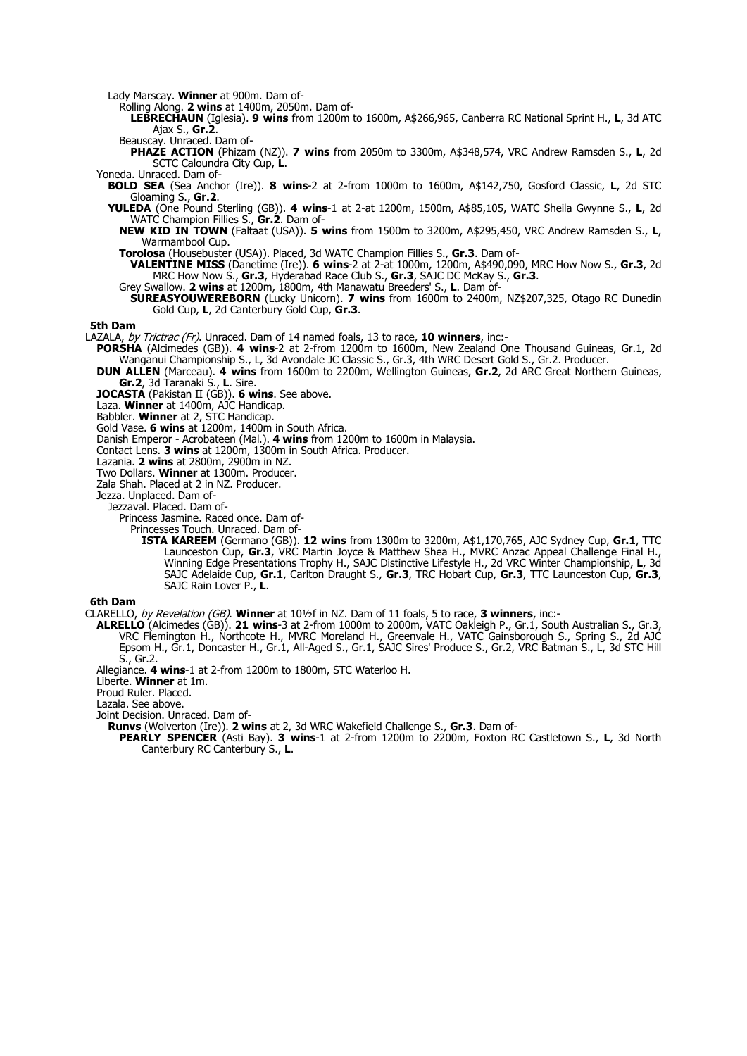Lady Marscay. **Winner** at 900m. Dam of-

Rolling Along. **2 wins** at 1400m, 2050m. Dam of-

**LEBRECHAUN** (Iglesia). **9 wins** from 1200m to 1600m, A$266,965, Canberra RC National Sprint H., **L**, 3d ATC Ajax S., **Gr.2**.

Beauscay. Unraced. Dam of-

**PHAZE ACTION** (Phizam (NZ)). **7 wins** from 2050m to 3300m, A$348,574, VRC Andrew Ramsden S., **L**, 2d SCTC Caloundra City Cup, **L**.

Yoneda. Unraced. Dam of-

**BOLD SEA** (Sea Anchor (Ire)). **8 wins**-2 at 2-from 1000m to 1600m, A$142,750, Gosford Classic, **L**, 2d STC Gloaming S., **Gr.2**.

**YULEDA** (One Pound Sterling (GB)). **4 wins**-1 at 2-at 1200m, 1500m, A$85,105, WATC Sheila Gwynne S., **L**, 2d WATC Champion Fillies S., **Gr.2**. Dam of-

**NEW KID IN TOWN** (Faltaat (USA)). **5 wins** from 1500m to 3200m, A$295,450, VRC Andrew Ramsden S., **L**, Warrnambool Cup.

**Torolosa** (Housebuster (USA)). Placed, 3d WATC Champion Fillies S., **Gr.3**. Dam of-

**VALENTINE MISS** (Danetime (Ire)). **6 wins**-2 at 2-at 1000m, 1200m, A$490,090, MRC How Now S., **Gr.3**, 2d MRC How Now S., **Gr.3**, Hyderabad Race Club S., **Gr.3**, SAJC DC McKay S., **Gr.3**.

Grey Swallow. **2 wins** at 1200m, 1800m, 4th Manawatu Breeders' S., **L**. Dam of-

**SUREASYOUWEREBORN** (Lucky Unicorn). **7 wins** from 1600m to 2400m, NZ$207,325, Otago RC Dunedin Gold Cup, **L**, 2d Canterbury Gold Cup, **Gr.3**.

**5th Dam**

LAZALA, *by Tritrac (Fr)*. Unraced. Dam of 14 named foals, 13 to race, **10 winners**, inc:-

**PORSHA** (Alcimedes (GB)). **4 wins**-2 at 2-from 1200m to 1600m, New Zealand One Thousand Guineas, Gr.1, 2d Wanganui Championship S., L, 3d Avondale JC Classic S., Gr.3, 4th WRC Desert Gold S., Gr.2. Producer.

**DUN ALLEN** (Marceau). **4 wins** from 1600m to 2200m, Wellington Guineas, **Gr.2**, 2d ARC Great Northern Guineas, **Gr.2**, 3d Taranaki S., **L**. Sire.

**JOCASTA** (Pakistan II (GB)). **6 wins**. See above.

Laza. **Winner** at 1400m, AJC Handicap.

Babbler. **Winner** at 2, STC Handicap.

Gold Vase. **6 wins** at 1200m, 1400m in South Africa.

Danish Emperor - Acrobateen (Mal.). **4 wins** from 1200m to 1600m in Malaysia.

Contact Lens. **3 wins** at 1200m, 1300m in South Africa. Producer.

Lazania. **2 wins** at 2800m, 2900m in NZ.

Two Dollars. **Winner** at 1300m. Producer.

Zala Shah. Placed at 2 in NZ. Producer.

Jezza. Unplaced. Dam of-

Jezzaval. Placed. Dam of-

Princess Jasmine. Raced once. Dam of-

Princesses Touch. Unraced. Dam of-

**ISTA KAREEM** (Germano (GB)). **12 wins** from 1300m to 3200m, A$1,170,765, AJC Sydney Cup, **Gr.1**, TTC Launceston Cup, **Gr.3**, VRC Martin Joyce & Matthew Shea H., MVRC Anzac Appeal Challenge Final H., Winning Edge Presentations Trophy H., SAJC Distinctive Lifestyle H., 2d VRC Winter Championship, **L**, 3d SAJC Adelaide Cup, **Gr.1**, Carlton Draught S., **Gr.3**, TRC Hobart Cup, **Gr.3**, TTC Launceston Cup, **Gr.3**, SAJC Rain Lover P., **L**.

**6th Dam**

CLARELLO, *by Revelation (GB)*. **Winner** at 10½f in NZ. Dam of 11 foals, 5 to race, **3 winners**, inc:-

**ALRELLO** (Alcimedes (GB)). **21 wins**-3 at 2-from 1000m to 2000m, VATC Oakleigh P., Gr.1, South Australian S., Gr.3, VRC Flemington H., Northcote H., MVRC Moreland H., Greenvale H., VATC Gainsborough S., Spring S., 2d AJC Epsom H., Gr.1, Doncaster H., Gr.1, All-Aged S., Gr.1, SAJC Sires' Produce S., Gr.2, VRC Batman S., L, 3d STC Hill S., Gr.2.

Allegiance. **4 wins**-1 at 2-from 1200m to 1800m, STC Waterloo H.

Liberte. **Winner** at 1m.

Proud Ruler. Placed.

Lazala. See above.

Joint Decision. Unraced. Dam of-

**Runvs** (Wolverton (Ire)). **2 wins** at 2, 3d WRC Wakefield Challenge S., **Gr.3**. Dam of-

**PEARLY SPENCER** (Asti Bay). **3 wins**-1 at 2-from 1200m to 2200m, Foxton RC Castletown S., **L**, 3d North Canterbury RC Canterbury S., **L**.